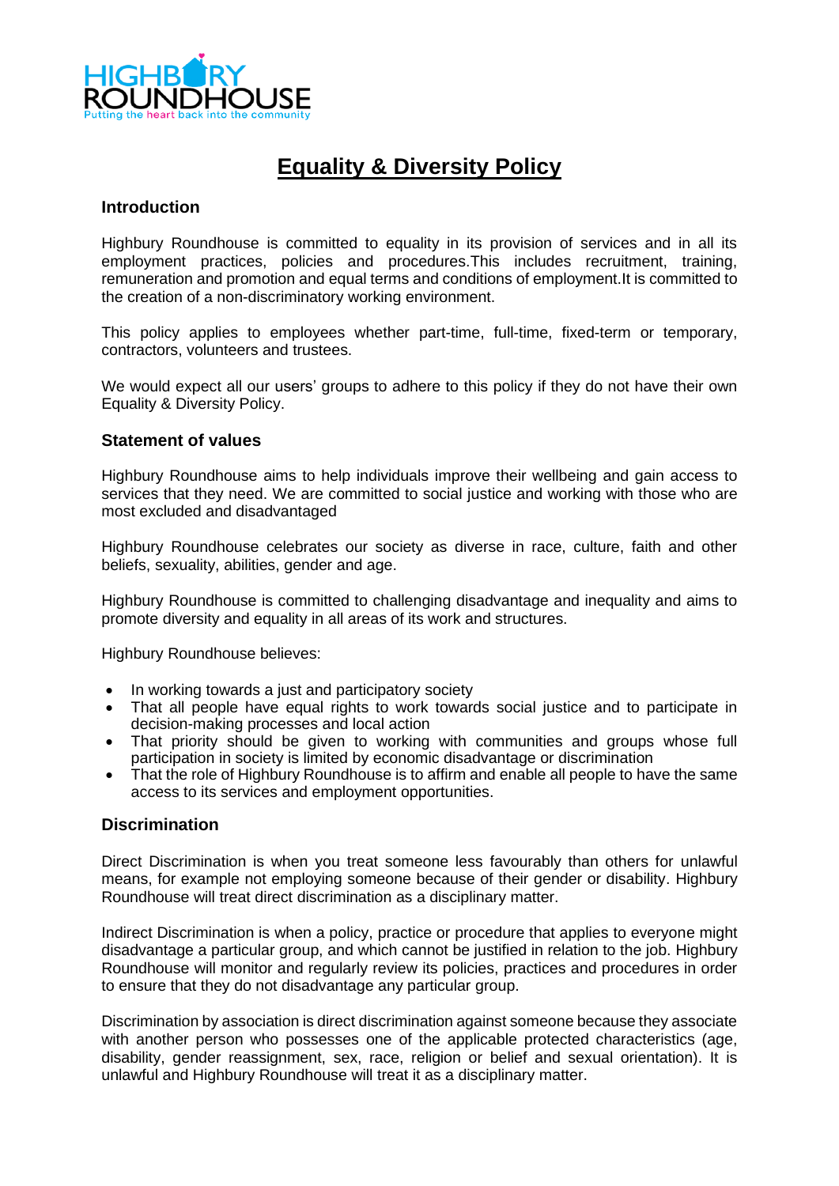# Equality & Diversity Policy

## Introduction

Highbury Roundhouse is committed to equality in its provision of services and in all its employment practices, policies and procedures.This includes recruitment, training, remuneration and promotion and equal terms and conditions of employment.It is committed to the creation of a non-discriminatory working environment.

This policy applies to employees whether part-time, full-time, fixed-term or temporary, contractors, volunteers and trustees.

We would expect all our users' groups to adhere to this policy if they do not have their own Equality & Diversity Policy.

## Statement of values

Highbury Roundhouse aims to help individuals improve their wellbeing and gain access to services that they need. We are committed to social justice and working with those who are most excluded and disadvantaged

Highbury Roundhouse celebrates our society as diverse in race, culture, faith and other beliefs, sexuality, abilities, gender and age.

Highbury Roundhouse is committed to challenging disadvantage and inequality and aims to promote diversity and equality in all areas of its work and structures.

Highbury Roundhouse believes:

- In working towards a just and participatory society
- That all people have equal rights to work towards social justice and to participate in decision-making processes and local action
- That priority should be given to working with communities and groups whose full participation in society is limited by economic disadvantage or discrimination
- That the role of Highbury Roundhouse is to affirm and enable all people to have the same access to its services and employment opportunities.

## Discrimination

Direct Discrimination is when you treat someone less favourably than others for unlawful means, for example not employing someone because of their gender or disability. Highbury Roundhouse will treat direct discrimination as a disciplinary matter.

Indirect Discrimination is when a policy, practice or procedure that applies to everyone might disadvantage a particular group, and which cannot be justified in relation to the job. Highbury Roundhouse will monitor and regularly review its policies, practices and procedures in order to ensure that they do not disadvantage any particular group.

Discrimination by association is direct discrimination against someone because they associate with another person who possesses one of the applicable protected characteristics (age, disability, gender reassignment, sex, race, religion or belief and sexual orientation). It is unlawful and Highbury Roundhouse will treat it as a disciplinary matter.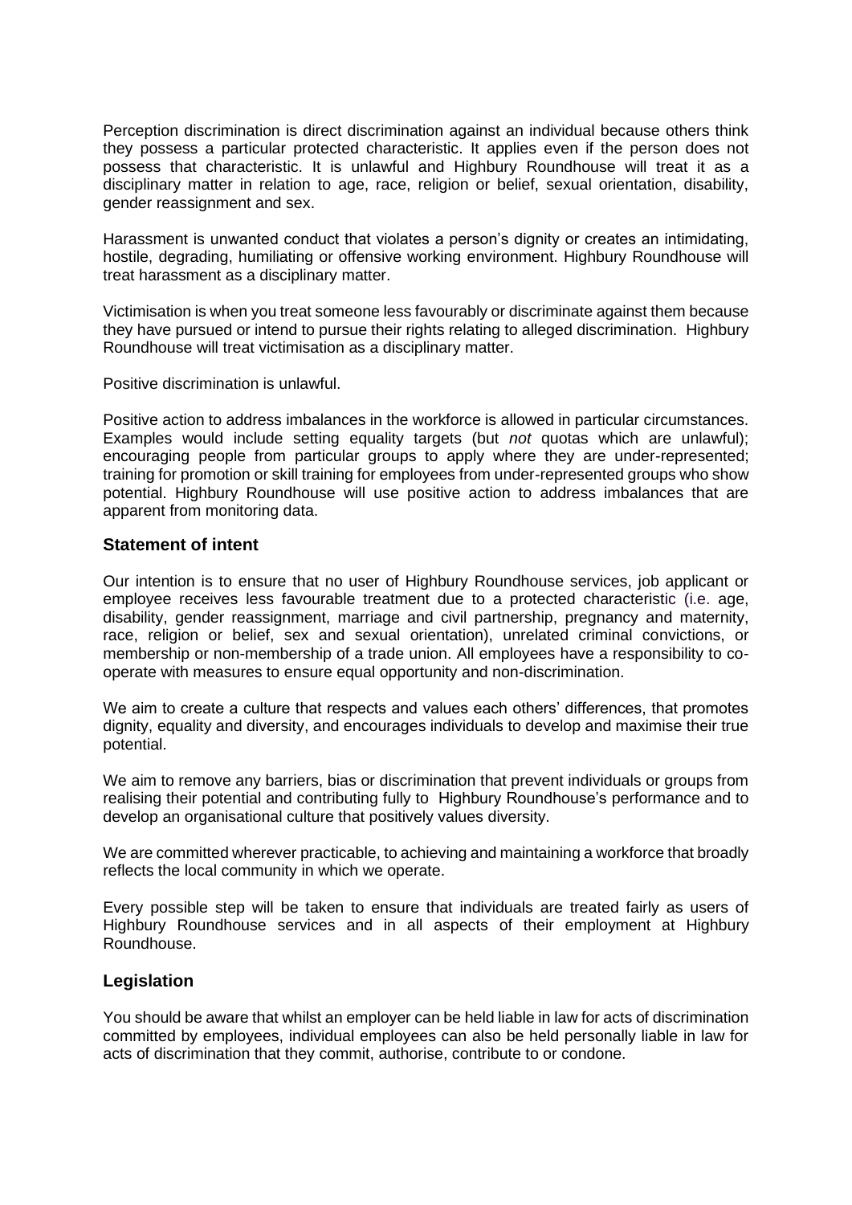Perception discrimination is direct discrimination against an individual because others think they possess a particular protected characteristic. It applies even if the person does not possess that characteristic. It is unlawful and Highbury Roundhouse will treat it as a disciplinary matter in relation to age, race, religion or belief, sexual orientation, disability, gender reassignment and sex.

Harassment is unwanted conduct that violates a person's dignity or creates an intimidating, hostile, degrading, humiliating or offensive working environment. Highbury Roundhouse will treat harassment as a disciplinary matter.

Victimisation is when you treat someone less favourably or discriminate against them because they have pursued or intend to pursue their rights relating to alleged discrimination. Highbury Roundhouse will treat victimisation as a disciplinary matter.

Positive discrimination is unlawful.

Positive action to address imbalances in the workforce is allowed in particular circumstances. Examples would include setting equality targets (but *not* quotas which are unlawful); encouraging people from particular groups to apply where they are under-represented; training for promotion or skill training for employees from under-represented groups who show potential. Highbury Roundhouse will use positive action to address imbalances that are apparent from monitoring data.

## Statement of intent

Our intention is to ensure that no user of Highbury Roundhouse services, job applicant or employee receives less favourable treatment due to a protected characteristic (i.e. age, disability, gender reassignment, marriage and civil partnership, pregnancy and maternity, race, religion or belief, sex and sexual orientation), unrelated criminal convictions, or membership or non-membership of a trade union. All employees have a responsibility to co-operate with measures to ensure equal opportunity and non-discrimination.

We aim to create a culture that respects and values each others' differences, that promotes dignity, equality and diversity, and encourages individuals to develop and maximise their true potential.

We aim to remove any barriers, bias or discrimination that prevent individuals or groups from realising their potential and contributing fully to Highbury Roundhouse's performance and to develop an organisational culture that positively values diversity.

We are committed wherever practicable, to achieving and maintaining a workforce that broadly reflects the local community in which we operate.

Every possible step will be taken to ensure that individuals are treated fairly as users of Highbury Roundhouse services and in all aspects of their employment at Highbury Roundhouse.

## Legislation

You should be aware that whilst an employer can be held liable in law for acts of discrimination committed by employees, individual employees can also be held personally liable in law for acts of discrimination that they commit, authorise, contribute to or condone.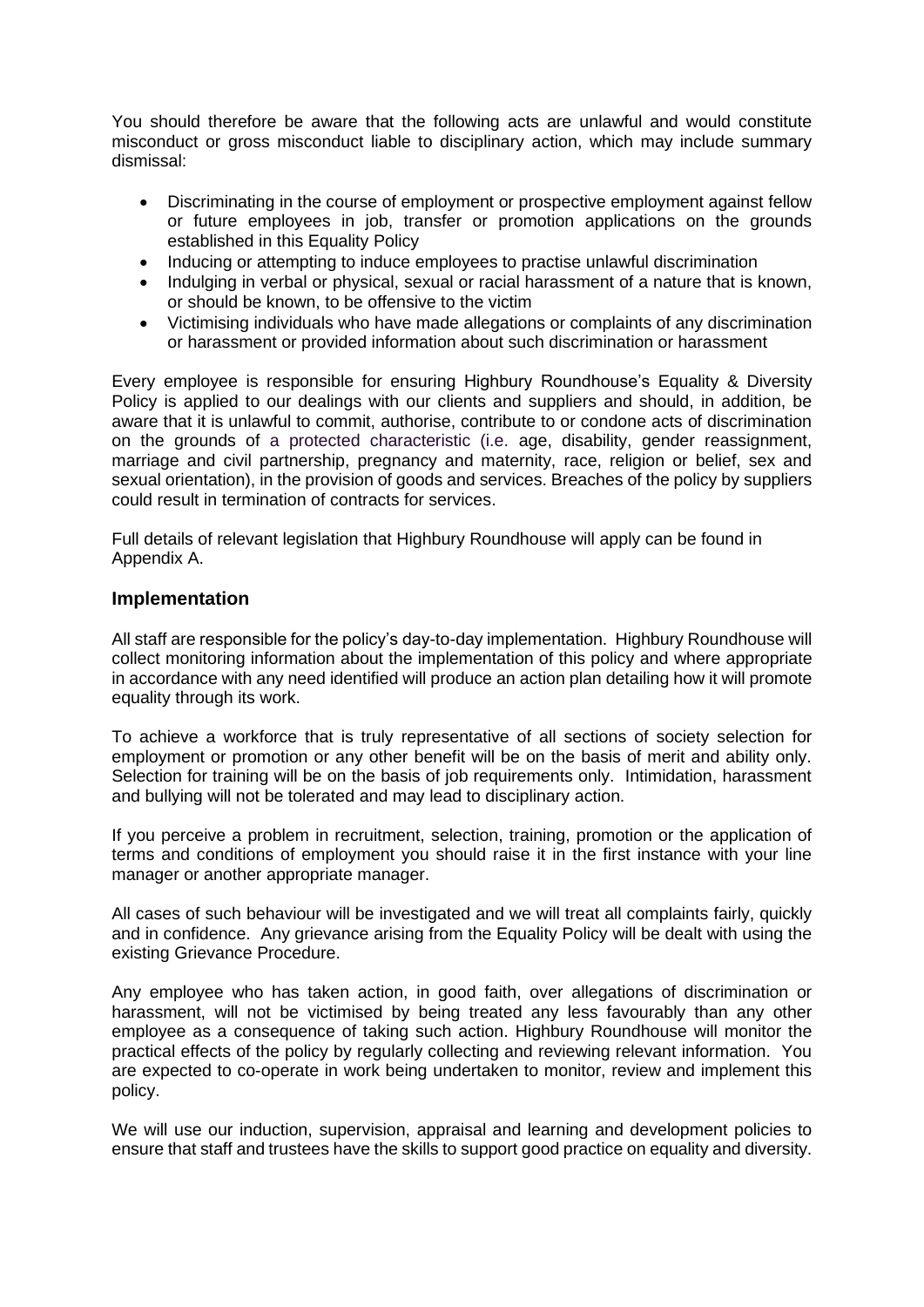You should therefore be aware that the following acts are unlawful and would constitute misconduct or gross misconduct liable to disciplinary action, which may include summary dismissal:

- Discriminating in the course of employment or prospective employment against fellow or future employees in job, transfer or promotion applications on the grounds established in this Equality Policy
- Inducing or attempting to induce employees to practise unlawful discrimination
- Indulging in verbal or physical, sexual or racial harassment of a nature that is known, or should be known, to be offensive to the victim
- Victimising individuals who have made allegations or complaints of any discrimination or harassment or provided information about such discrimination or harassment

Every employee is responsible for ensuring Highbury Roundhouse's Equality & Diversity Policy is applied to our dealings with our clients and suppliers and should, in addition, be aware that it is unlawful to commit, authorise, contribute to or condone acts of discrimination on the grounds of a protected characteristic (i.e. age, disability, gender reassignment, marriage and civil partnership, pregnancy and maternity, race, religion or belief, sex and sexual orientation), in the provision of goods and services. Breaches of the policy by suppliers could result in termination of contracts for services.

Full details of relevant legislation that Highbury Roundhouse will apply can be found in Appendix A.

## Implementation

All staff are responsible for the policy's day-to-day implementation. Highbury Roundhouse will collect monitoring information about the implementation of this policy and where appropriate in accordance with any need identified will produce an action plan detailing how it will promote equality through its work.

To achieve a workforce that is truly representative of all sections of society selection for employment or promotion or any other benefit will be on the basis of merit and ability only. Selection for training will be on the basis of job requirements only. Intimidation, harassment and bullying will not be tolerated and may lead to disciplinary action.

If you perceive a problem in recruitment, selection, training, promotion or the application of terms and conditions of employment you should raise it in the first instance with your line manager or another appropriate manager.

All cases of such behaviour will be investigated and we will treat all complaints fairly, quickly and in confidence. Any grievance arising from the Equality Policy will be dealt with using the existing Grievance Procedure.

Any employee who has taken action, in good faith, over allegations of discrimination or harassment, will not be victimised by being treated any less favourably than any other employee as a consequence of taking such action. Highbury Roundhouse will monitor the practical effects of the policy by regularly collecting and reviewing relevant information. You are expected to co-operate in work being undertaken to monitor, review and implement this policy.

We will use our induction, supervision, appraisal and learning and development policies to ensure that staff and trustees have the skills to support good practice on equality and diversity.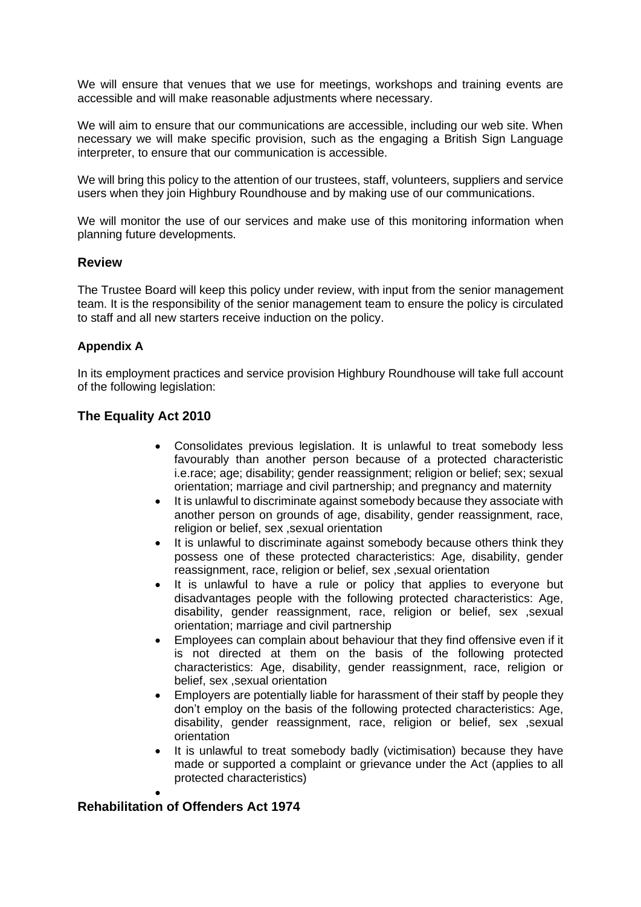We will ensure that venues that we use for meetings, workshops and training events are accessible and will make reasonable adjustments where necessary.

We will aim to ensure that our communications are accessible, including our web site. When necessary we will make specific provision, such as the engaging a British Sign Language interpreter, to ensure that our communication is accessible.

We will bring this policy to the attention of our trustees, staff, volunteers, suppliers and service users when they join Highbury Roundhouse and by making use of our communications.

We will monitor the use of our services and make use of this monitoring information when planning future developments.

## Review

The Trustee Board will keep this policy under review, with input from the senior management team. It is the responsibility of the senior management team to ensure the policy is circulated to staff and all new starters receive induction on the policy.

**Appendix A**

In its employment practices and service provision Highbury Roundhouse will take full account of the following legislation:

## The Equality Act 2010

- Consolidates previous legislation. It is unlawful to treat somebody less favourably than another person because of a protected characteristic i.e.race; age; disability; gender reassignment; religion or belief; sex; sexual orientation; marriage and civil partnership; and pregnancy and maternity
- It is unlawful to discriminate against somebody because they associate with another person on grounds of age, disability, gender reassignment, race, religion or belief, sex ,sexual orientation
- It is unlawful to discriminate against somebody because others think they possess one of these protected characteristics: Age, disability, gender reassignment, race, religion or belief, sex ,sexual orientation
- It is unlawful to have a rule or policy that applies to everyone but disadvantages people with the following protected characteristics: Age, disability, gender reassignment, race, religion or belief, sex ,sexual orientation; marriage and civil partnership
- Employees can complain about behaviour that they find offensive even if it is not directed at them on the basis of the following protected characteristics: Age, disability, gender reassignment, race, religion or belief, sex ,sexual orientation
- Employers are potentially liable for harassment of their staff by people they don't employ on the basis of the following protected characteristics: Age, disability, gender reassignment, race, religion or belief, sex ,sexual orientation
- It is unlawful to treat somebody badly (victimisation) because they have made or supported a complaint or grievance under the Act (applies to all protected characteristics)

## Rehabilitation of Offenders Act 1974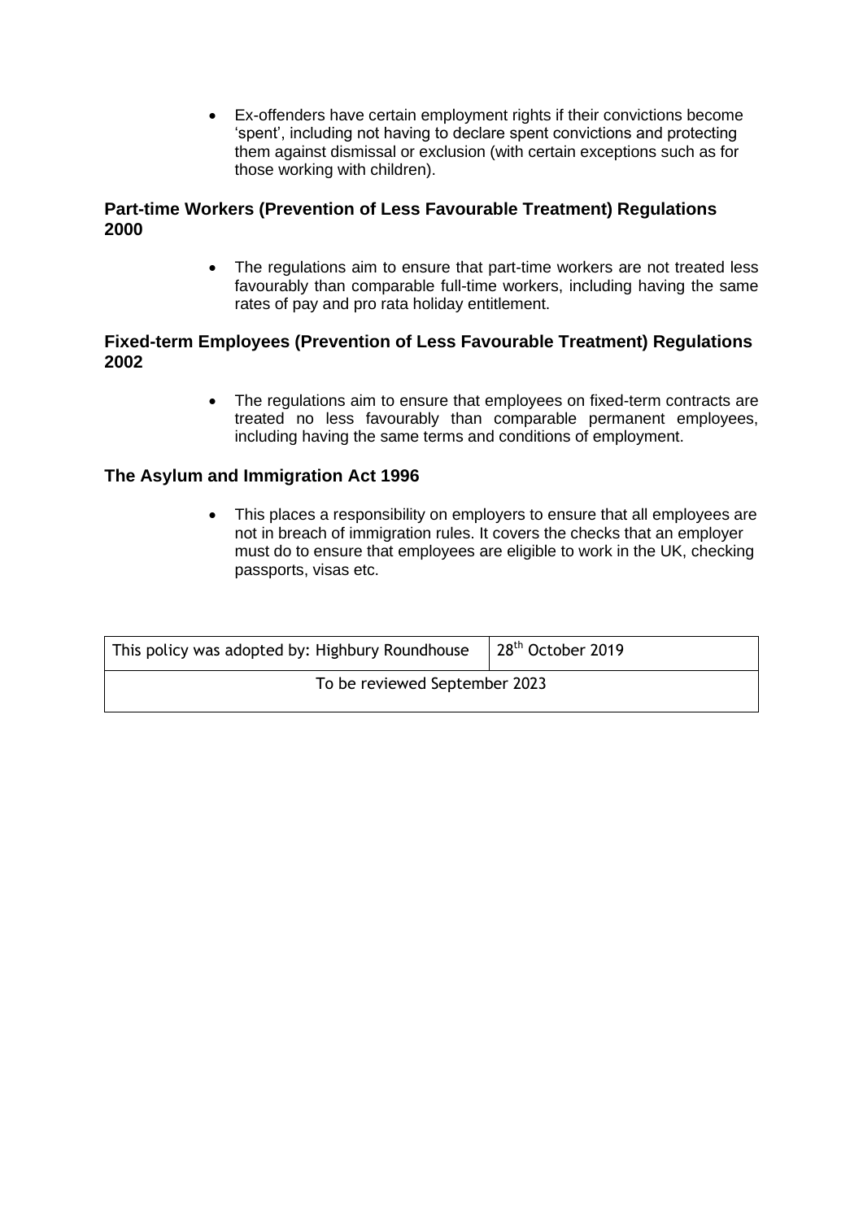- Ex-offenders have certain employment rights if their convictions become 'spent', including not having to declare spent convictions and protecting them against dismissal or exclusion (with certain exceptions such as for those working with children).

### Part-time Workers (Prevention of Less Favourable Treatment) Regulations 2000

- The regulations aim to ensure that part-time workers are not treated less favourably than comparable full-time workers, including having the same rates of pay and pro rata holiday entitlement.

### Fixed-term Employees (Prevention of Less Favourable Treatment) Regulations 2002

- The regulations aim to ensure that employees on fixed-term contracts are treated no less favourably than comparable permanent employees, including having the same terms and conditions of employment.

### The Asylum and Immigration Act 1996

- This places a responsibility on employers to ensure that all employees are not in breach of immigration rules. It covers the checks that an employer must do to ensure that employees are eligible to work in the UK, checking passports, visas etc.

| | |
|---|---|
| This policy was adopted by: Highbury Roundhouse | 28th October 2019 |
| To be reviewed September 2023 | |